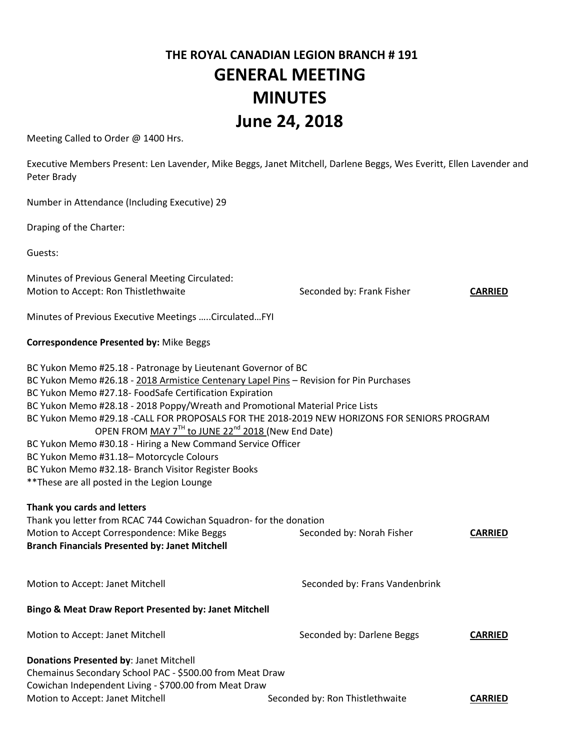# THE ROYAL CANADIAN LEGION BRANCH # 191

# GENERAL MEETING

# MINUTES

# June 24, 2018

Meeting Called to Order @ 1400 Hrs.

Executive Members Present: Len Lavender, Mike Beggs, Janet Mitchell, Darlene Beggs, Wes Everitt, Ellen Lavender and Peter Brady

Number in Attendance (Including Executive) 29

Draping of the Charter:

Guests:

Minutes of Previous General Meeting Circulated:
Motion to Accept: Ron Thistlethwaite    Seconded by: Frank Fisher    **CARRIED**

Minutes of Previous Executive Meetings …..Circulated…FYI

**Correspondence Presented by:** Mike Beggs

BC Yukon Memo #25.18 - Patronage by Lieutenant Governor of BC
BC Yukon Memo #26.18 - 2018 Armistice Centenary Lapel Pins – Revision for Pin Purchases
BC Yukon Memo #27.18- FoodSafe Certification Expiration
BC Yukon Memo #28.18 - 2018 Poppy/Wreath and Promotional Material Price Lists
BC Yukon Memo #29.18 -CALL FOR PROPOSALS FOR THE 2018-2019 NEW HORIZONS FOR SENIORS PROGRAM OPEN FROM MAY 7TH to JUNE 22nd 2018 (New End Date)
BC Yukon Memo #30.18 - Hiring a New Command Service Officer
BC Yukon Memo #31.18– Motorcycle Colours
BC Yukon Memo #32.18- Branch Visitor Register Books
**These are all posted in the Legion Lounge

**Thank you cards and letters**
Thank you letter from RCAC 744 Cowichan Squadron- for the donation
Motion to Accept Correspondence: Mike Beggs    Seconded by: Norah Fisher    **CARRIED**

**Branch Financials Presented by: Janet Mitchell**

Motion to Accept: Janet Mitchell    Seconded by: Frans Vandenbrink

**Bingo & Meat Draw Report Presented by: Janet Mitchell**

Motion to Accept: Janet Mitchell    Seconded by: Darlene Beggs    **CARRIED**

**Donations Presented by**: Janet Mitchell
Chemainus Secondary School PAC - $500.00 from Meat Draw
Cowichan Independent Living - $700.00 from Meat Draw
Motion to Accept: Janet Mitchell    Seconded by: Ron Thistlethwaite    **CARRIED**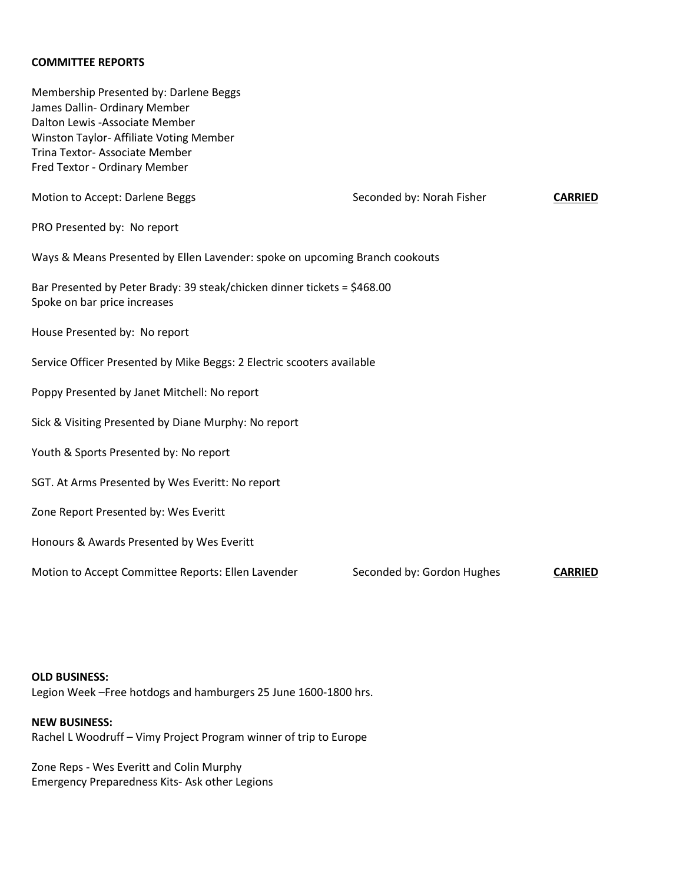**COMMITTEE REPORTS**

Membership Presented by: Darlene Beggs
James Dallin- Ordinary Member
Dalton Lewis -Associate Member
Winston Taylor- Affiliate Voting Member
Trina Textor- Associate Member
Fred Textor - Ordinary Member

Motion to Accept: Darlene Beggs Seconded by: Norah Fisher **CARRIED**

PRO Presented by: No report

Ways & Means Presented by Ellen Lavender: spoke on upcoming Branch cookouts

Bar Presented by Peter Brady: 39 steak/chicken dinner tickets = $468.00
Spoke on bar price increases

House Presented by: No report

Service Officer Presented by Mike Beggs: 2 Electric scooters available

Poppy Presented by Janet Mitchell: No report

Sick & Visiting Presented by Diane Murphy: No report

Youth & Sports Presented by: No report

SGT. At Arms Presented by Wes Everitt: No report

Zone Report Presented by: Wes Everitt

Honours & Awards Presented by Wes Everitt

Motion to Accept Committee Reports: Ellen Lavender Seconded by: Gordon Hughes **CARRIED**

**OLD BUSINESS:**
Legion Week –Free hotdogs and hamburgers 25 June 1600-1800 hrs.

**NEW BUSINESS:**
Rachel L Woodruff – Vimy Project Program winner of trip to Europe

Zone Reps - Wes Everitt and Colin Murphy
Emergency Preparedness Kits- Ask other Legions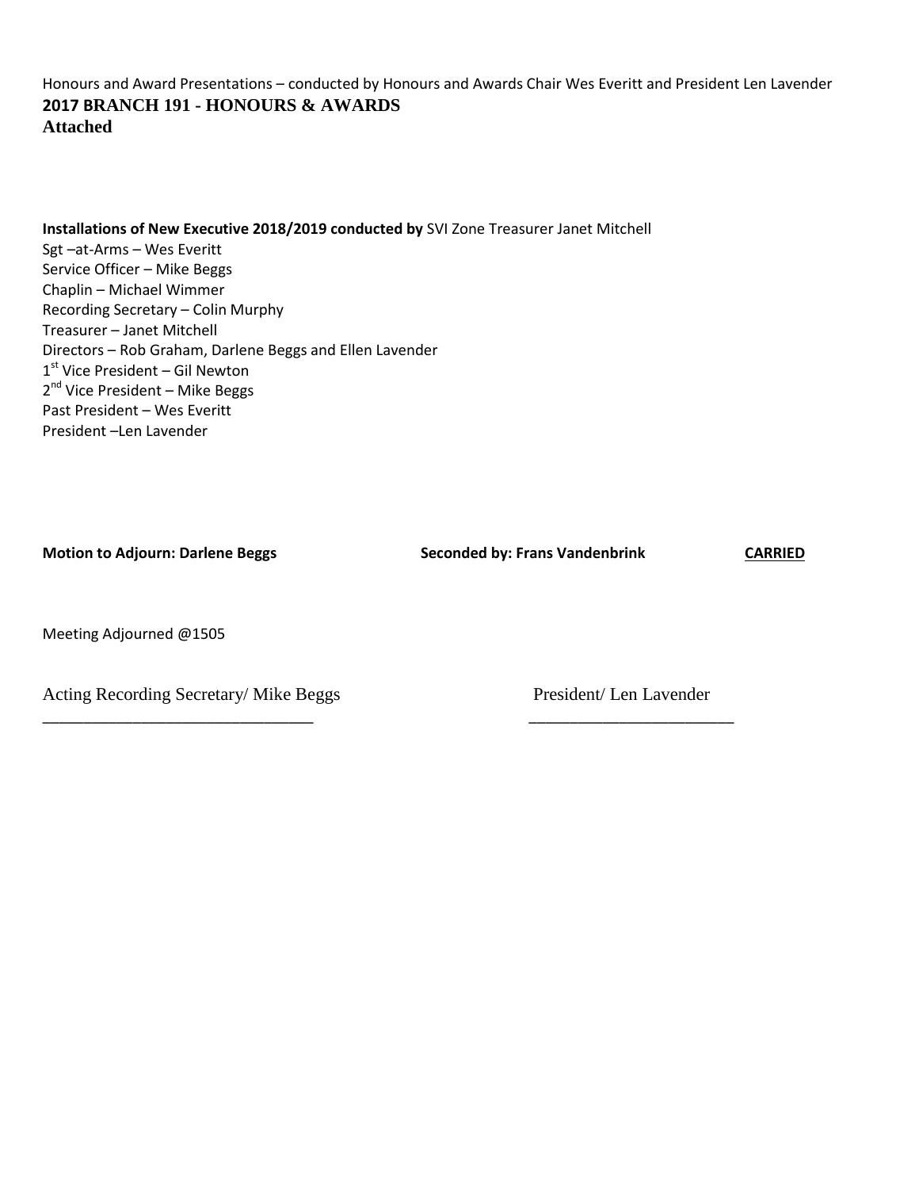Honours and Award Presentations – conducted by Honours and Awards Chair Wes Everitt and President Len Lavender

**2017 BRANCH 191 - HONOURS & AWARDS**

**Attached**

**Installations of New Executive 2018/2019 conducted by** SVI Zone Treasurer Janet Mitchell

Sgt –at-Arms – Wes Everitt
Service Officer – Mike Beggs
Chaplin – Michael Wimmer
Recording Secretary – Colin Murphy
Treasurer – Janet Mitchell
Directors – Rob Graham, Darlene Beggs and Ellen Lavender
1st Vice President – Gil Newton
2nd Vice President – Mike Beggs
Past President – Wes Everitt
President –Len Lavender

**Motion to Adjourn: Darlene Beggs** **Seconded by: Frans Vandenbrink** **CARRIED**

Meeting Adjourned @1505

Acting Recording Secretary/ Mike Beggs

_______________________________

President/ Len Lavender

_______________________